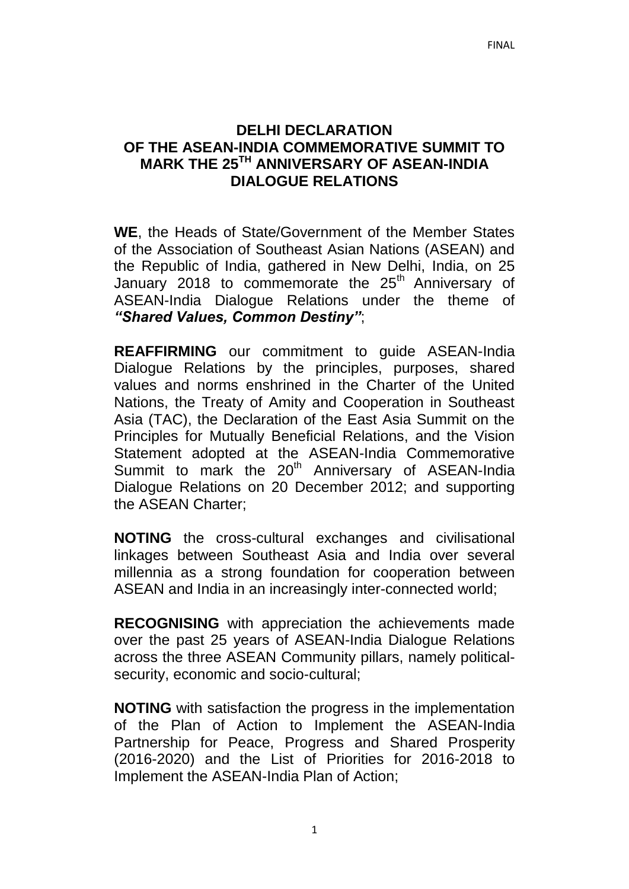# DELHI DECLARATION OF THE ASEAN-INDIA COMMEMORATIVE SUMMIT TO MARK THE 25TH ANNIVERSARY OF ASEAN-INDIA DIALOGUE RELATIONS

**WE**, the Heads of State/Government of the Member States of the Association of Southeast Asian Nations (ASEAN) and the Republic of India, gathered in New Delhi, India, on 25 January 2018 to commemorate the 25th Anniversary of ASEAN-India Dialogue Relations under the theme of ***"Shared Values, Common Destiny"***;

**REAFFIRMING** our commitment to guide ASEAN-India Dialogue Relations by the principles, purposes, shared values and norms enshrined in the Charter of the United Nations, the Treaty of Amity and Cooperation in Southeast Asia (TAC), the Declaration of the East Asia Summit on the Principles for Mutually Beneficial Relations, and the Vision Statement adopted at the ASEAN-India Commemorative Summit to mark the 20th Anniversary of ASEAN-India Dialogue Relations on 20 December 2012; and supporting the ASEAN Charter;

**NOTING** the cross-cultural exchanges and civilisational linkages between Southeast Asia and India over several millennia as a strong foundation for cooperation between ASEAN and India in an increasingly inter-connected world;

**RECOGNISING** with appreciation the achievements made over the past 25 years of ASEAN-India Dialogue Relations across the three ASEAN Community pillars, namely political-security, economic and socio-cultural;

**NOTING** with satisfaction the progress in the implementation of the Plan of Action to Implement the ASEAN-India Partnership for Peace, Progress and Shared Prosperity (2016-2020) and the List of Priorities for 2016-2018 to Implement the ASEAN-India Plan of Action;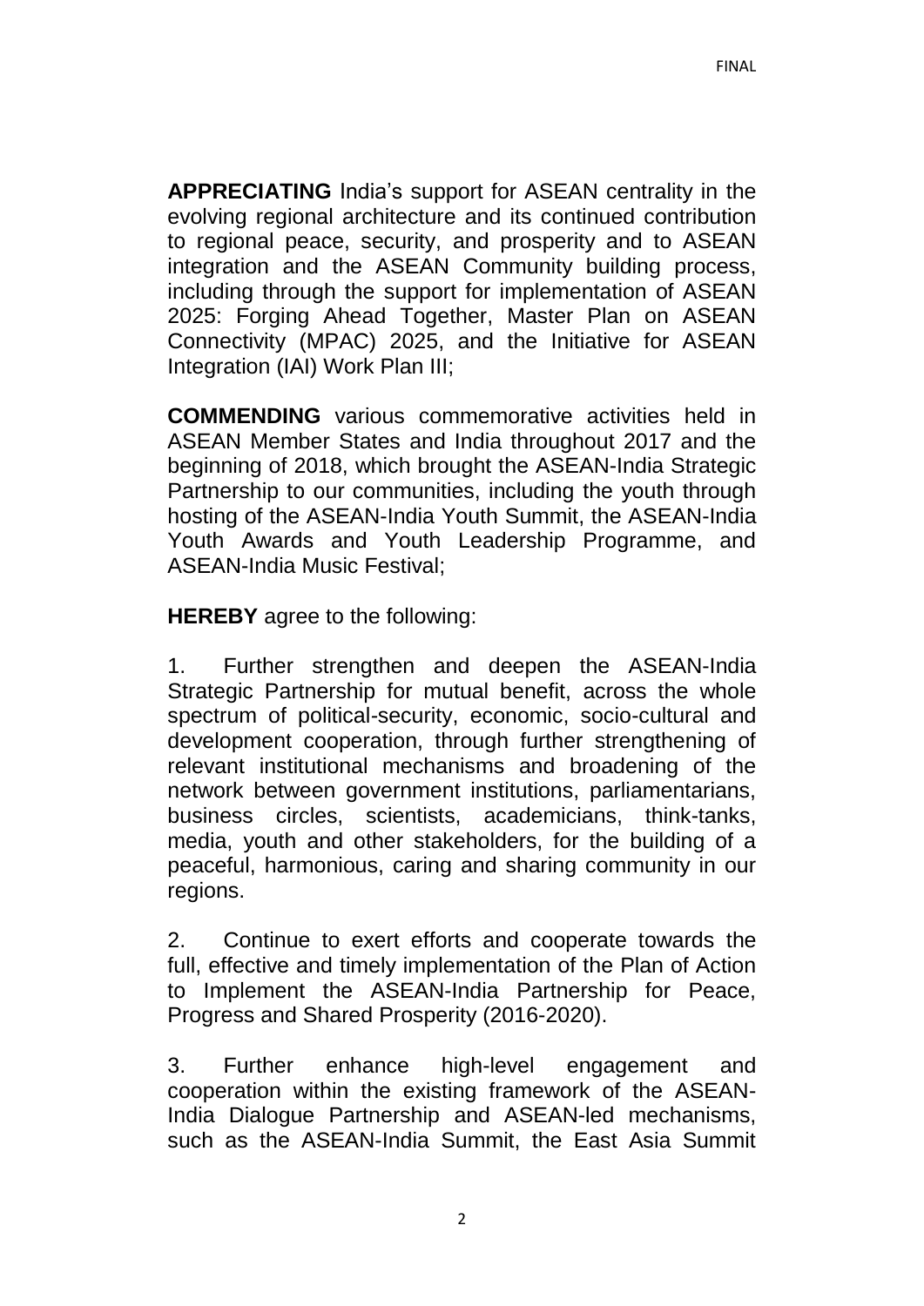**APPRECIATING** India's support for ASEAN centrality in the evolving regional architecture and its continued contribution to regional peace, security, and prosperity and to ASEAN integration and the ASEAN Community building process, including through the support for implementation of ASEAN 2025: Forging Ahead Together, Master Plan on ASEAN Connectivity (MPAC) 2025, and the Initiative for ASEAN Integration (IAI) Work Plan III;

**COMMENDING** various commemorative activities held in ASEAN Member States and India throughout 2017 and the beginning of 2018, which brought the ASEAN-India Strategic Partnership to our communities, including the youth through hosting of the ASEAN-India Youth Summit, the ASEAN-India Youth Awards and Youth Leadership Programme, and ASEAN-India Music Festival;

**HEREBY** agree to the following:

1. Further strengthen and deepen the ASEAN-India Strategic Partnership for mutual benefit, across the whole spectrum of political-security, economic, socio-cultural and development cooperation, through further strengthening of relevant institutional mechanisms and broadening of the network between government institutions, parliamentarians, business circles, scientists, academicians, think-tanks, media, youth and other stakeholders, for the building of a peaceful, harmonious, caring and sharing community in our regions.

2. Continue to exert efforts and cooperate towards the full, effective and timely implementation of the Plan of Action to Implement the ASEAN-India Partnership for Peace, Progress and Shared Prosperity (2016-2020).

3. Further enhance high-level engagement and cooperation within the existing framework of the ASEAN-India Dialogue Partnership and ASEAN-led mechanisms, such as the ASEAN-India Summit, the East Asia Summit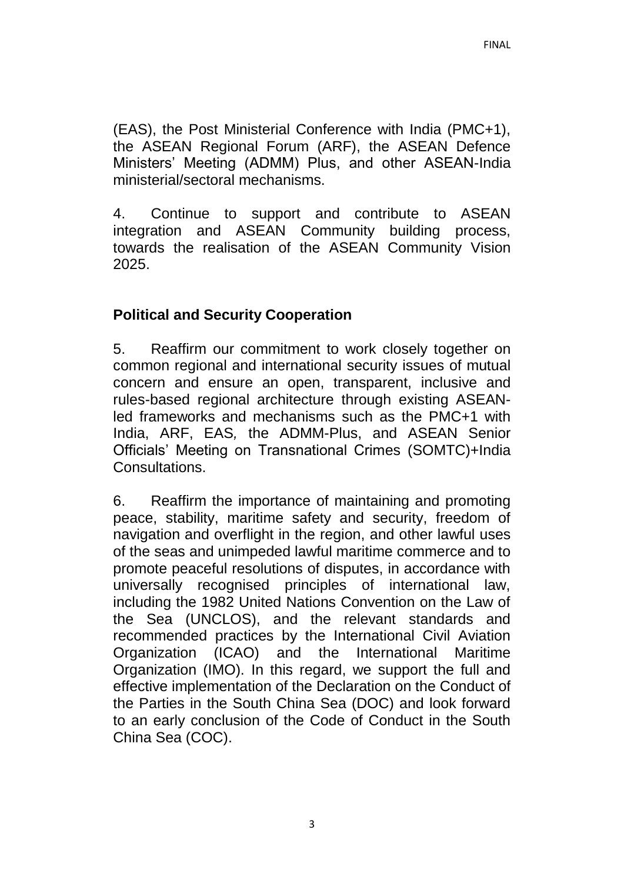(EAS), the Post Ministerial Conference with India (PMC+1), the ASEAN Regional Forum (ARF), the ASEAN Defence Ministers' Meeting (ADMM) Plus, and other ASEAN-India ministerial/sectoral mechanisms.

4. Continue to support and contribute to ASEAN integration and ASEAN Community building process, towards the realisation of the ASEAN Community Vision 2025.

## Political and Security Cooperation

5. Reaffirm our commitment to work closely together on common regional and international security issues of mutual concern and ensure an open, transparent, inclusive and rules-based regional architecture through existing ASEAN-led frameworks and mechanisms such as the PMC+1 with India, ARF, EAS, the ADMM-Plus, and ASEAN Senior Officials' Meeting on Transnational Crimes (SOMTC)+India Consultations.

6. Reaffirm the importance of maintaining and promoting peace, stability, maritime safety and security, freedom of navigation and overflight in the region, and other lawful uses of the seas and unimpeded lawful maritime commerce and to promote peaceful resolutions of disputes, in accordance with universally recognised principles of international law, including the 1982 United Nations Convention on the Law of the Sea (UNCLOS), and the relevant standards and recommended practices by the International Civil Aviation Organization (ICAO) and the International Maritime Organization (IMO). In this regard, we support the full and effective implementation of the Declaration on the Conduct of the Parties in the South China Sea (DOC) and look forward to an early conclusion of the Code of Conduct in the South China Sea (COC).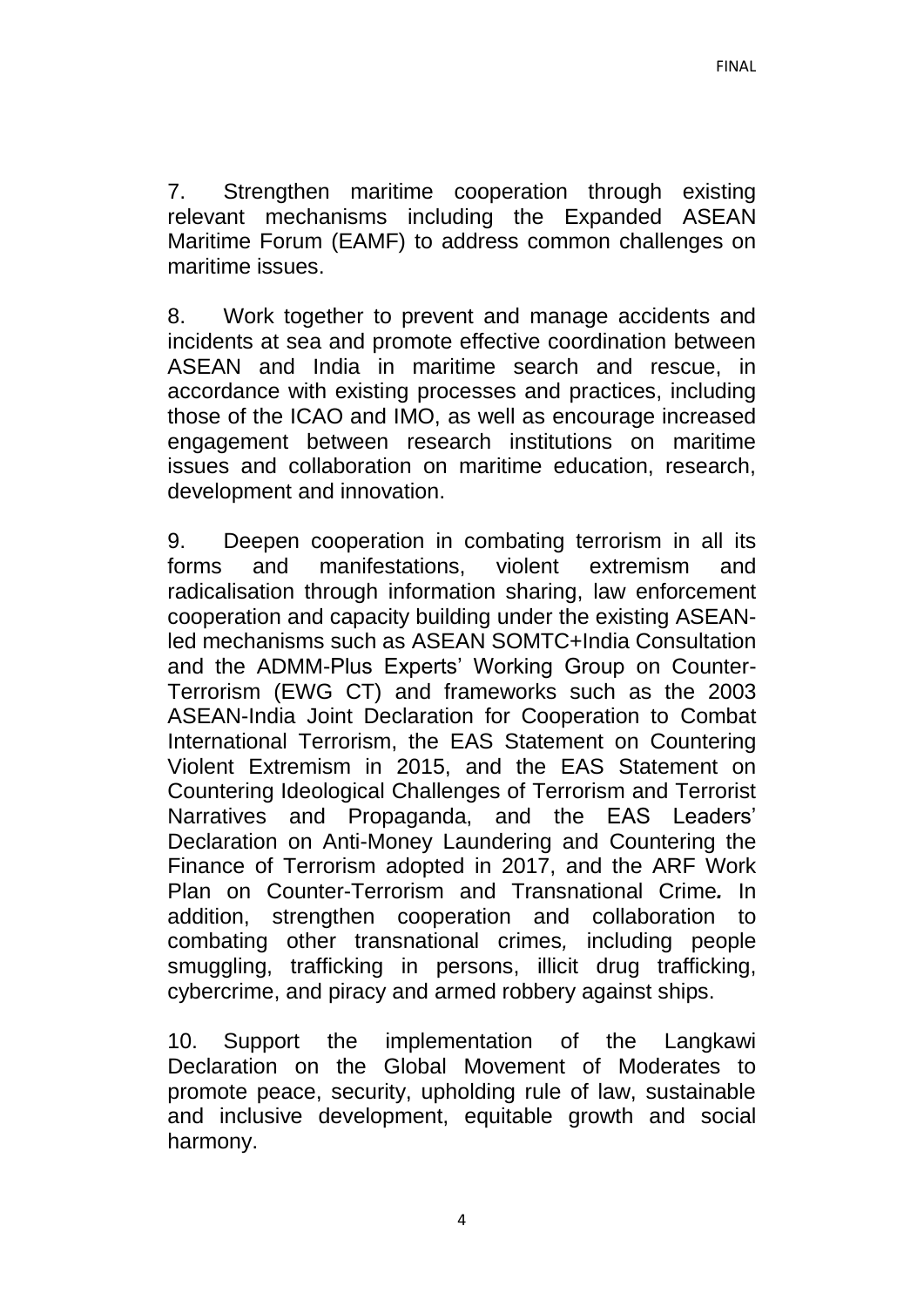7. Strengthen maritime cooperation through existing relevant mechanisms including the Expanded ASEAN Maritime Forum (EAMF) to address common challenges on maritime issues.

8. Work together to prevent and manage accidents and incidents at sea and promote effective coordination between ASEAN and India in maritime search and rescue, in accordance with existing processes and practices, including those of the ICAO and IMO, as well as encourage increased engagement between research institutions on maritime issues and collaboration on maritime education, research, development and innovation.

9. Deepen cooperation in combating terrorism in all its forms and manifestations, violent extremism and radicalisation through information sharing, law enforcement cooperation and capacity building under the existing ASEAN-led mechanisms such as ASEAN SOMTC+India Consultation and the ADMM-Plus Experts' Working Group on Counter-Terrorism (EWG CT) and frameworks such as the 2003 ASEAN-India Joint Declaration for Cooperation to Combat International Terrorism, the EAS Statement on Countering Violent Extremism in 2015, and the EAS Statement on Countering Ideological Challenges of Terrorism and Terrorist Narratives and Propaganda, and the EAS Leaders' Declaration on Anti-Money Laundering and Countering the Finance of Terrorism adopted in 2017, and the ARF Work Plan on Counter-Terrorism and Transnational Crime. In addition, strengthen cooperation and collaboration to combating other transnational crimes, including people smuggling, trafficking in persons, illicit drug trafficking, cybercrime, and piracy and armed robbery against ships.

10. Support the implementation of the Langkawi Declaration on the Global Movement of Moderates to promote peace, security, upholding rule of law, sustainable and inclusive development, equitable growth and social harmony.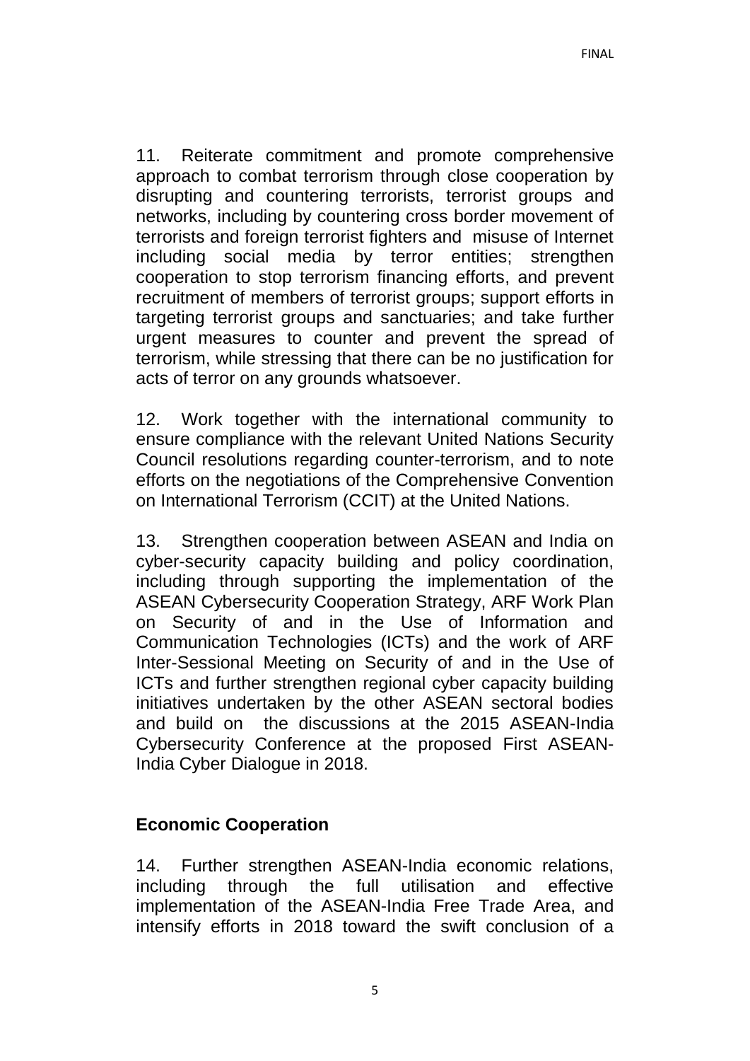11. Reiterate commitment and promote comprehensive approach to combat terrorism through close cooperation by disrupting and countering terrorists, terrorist groups and networks, including by countering cross border movement of terrorists and foreign terrorist fighters and misuse of Internet including social media by terror entities; strengthen cooperation to stop terrorism financing efforts, and prevent recruitment of members of terrorist groups; support efforts in targeting terrorist groups and sanctuaries; and take further urgent measures to counter and prevent the spread of terrorism, while stressing that there can be no justification for acts of terror on any grounds whatsoever.

12. Work together with the international community to ensure compliance with the relevant United Nations Security Council resolutions regarding counter-terrorism, and to note efforts on the negotiations of the Comprehensive Convention on International Terrorism (CCIT) at the United Nations.

13. Strengthen cooperation between ASEAN and India on cyber-security capacity building and policy coordination, including through supporting the implementation of the ASEAN Cybersecurity Cooperation Strategy, ARF Work Plan on Security of and in the Use of Information and Communication Technologies (ICTs) and the work of ARF Inter-Sessional Meeting on Security of and in the Use of ICTs and further strengthen regional cyber capacity building initiatives undertaken by the other ASEAN sectoral bodies and build on the discussions at the 2015 ASEAN-India Cybersecurity Conference at the proposed First ASEAN-India Cyber Dialogue in 2018.

**Economic Cooperation**

14. Further strengthen ASEAN-India economic relations, including through the full utilisation and effective implementation of the ASEAN-India Free Trade Area, and intensify efforts in 2018 toward the swift conclusion of a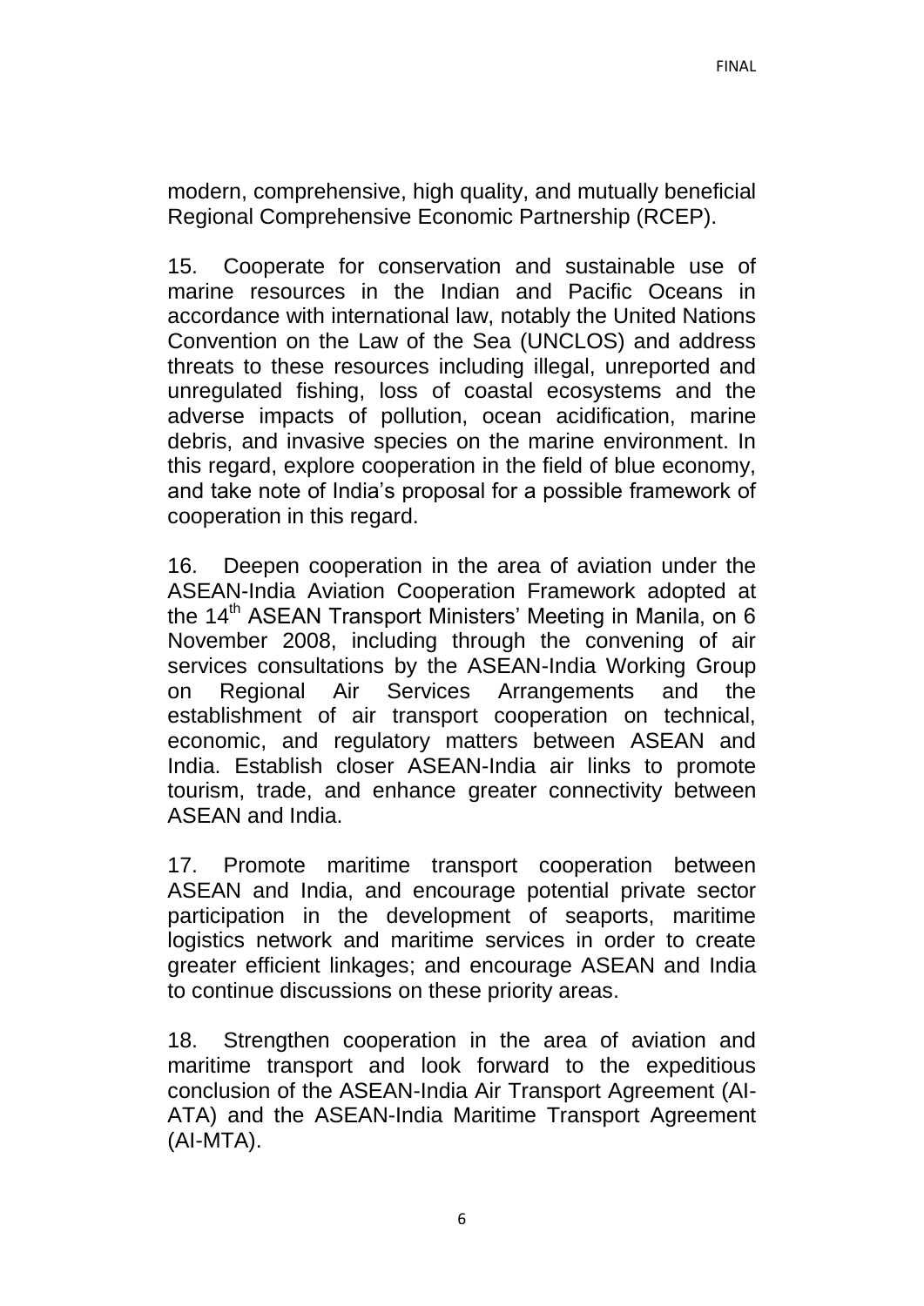modern, comprehensive, high quality, and mutually beneficial Regional Comprehensive Economic Partnership (RCEP).

15. Cooperate for conservation and sustainable use of marine resources in the Indian and Pacific Oceans in accordance with international law, notably the United Nations Convention on the Law of the Sea (UNCLOS) and address threats to these resources including illegal, unreported and unregulated fishing, loss of coastal ecosystems and the adverse impacts of pollution, ocean acidification, marine debris, and invasive species on the marine environment. In this regard, explore cooperation in the field of blue economy, and take note of India's proposal for a possible framework of cooperation in this regard.

16. Deepen cooperation in the area of aviation under the ASEAN-India Aviation Cooperation Framework adopted at the 14th ASEAN Transport Ministers' Meeting in Manila, on 6 November 2008, including through the convening of air services consultations by the ASEAN-India Working Group on Regional Air Services Arrangements and the establishment of air transport cooperation on technical, economic, and regulatory matters between ASEAN and India. Establish closer ASEAN-India air links to promote tourism, trade, and enhance greater connectivity between ASEAN and India.

17. Promote maritime transport cooperation between ASEAN and India, and encourage potential private sector participation in the development of seaports, maritime logistics network and maritime services in order to create greater efficient linkages; and encourage ASEAN and India to continue discussions on these priority areas.

18. Strengthen cooperation in the area of aviation and maritime transport and look forward to the expeditious conclusion of the ASEAN-India Air Transport Agreement (AI-ATA) and the ASEAN-India Maritime Transport Agreement (AI-MTA).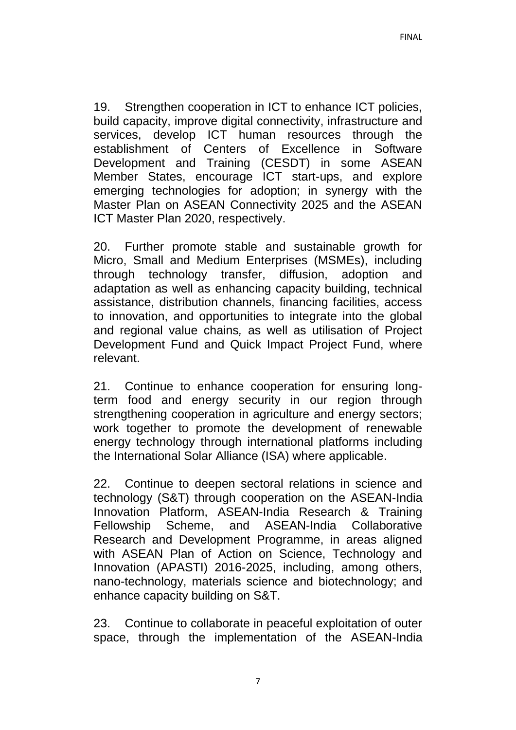19. Strengthen cooperation in ICT to enhance ICT policies, build capacity, improve digital connectivity, infrastructure and services, develop ICT human resources through the establishment of Centers of Excellence in Software Development and Training (CESDT) in some ASEAN Member States, encourage ICT start-ups, and explore emerging technologies for adoption; in synergy with the Master Plan on ASEAN Connectivity 2025 and the ASEAN ICT Master Plan 2020, respectively.

20. Further promote stable and sustainable growth for Micro, Small and Medium Enterprises (MSMEs), including through technology transfer, diffusion, adoption and adaptation as well as enhancing capacity building, technical assistance, distribution channels, financing facilities, access to innovation, and opportunities to integrate into the global and regional value chains, as well as utilisation of Project Development Fund and Quick Impact Project Fund, where relevant.

21. Continue to enhance cooperation for ensuring long-term food and energy security in our region through strengthening cooperation in agriculture and energy sectors; work together to promote the development of renewable energy technology through international platforms including the International Solar Alliance (ISA) where applicable.

22. Continue to deepen sectoral relations in science and technology (S&T) through cooperation on the ASEAN-India Innovation Platform, ASEAN-India Research & Training Fellowship Scheme, and ASEAN-India Collaborative Research and Development Programme, in areas aligned with ASEAN Plan of Action on Science, Technology and Innovation (APASTI) 2016-2025, including, among others, nano-technology, materials science and biotechnology; and enhance capacity building on S&T.

23. Continue to collaborate in peaceful exploitation of outer space, through the implementation of the ASEAN-India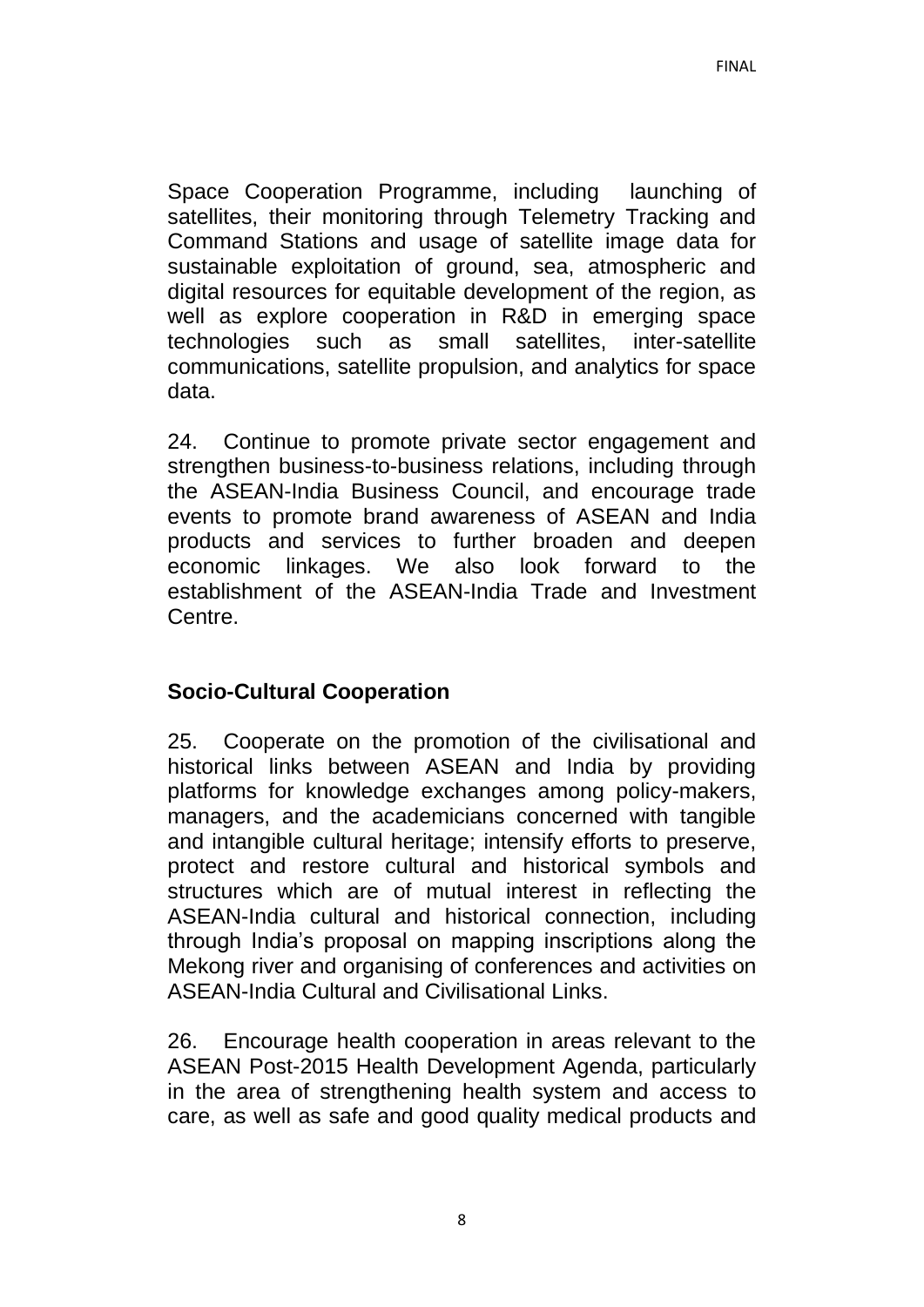Space Cooperation Programme, including launching of satellites, their monitoring through Telemetry Tracking and Command Stations and usage of satellite image data for sustainable exploitation of ground, sea, atmospheric and digital resources for equitable development of the region, as well as explore cooperation in R&D in emerging space technologies such as small satellites, inter-satellite communications, satellite propulsion, and analytics for space data.

24. Continue to promote private sector engagement and strengthen business-to-business relations, including through the ASEAN-India Business Council, and encourage trade events to promote brand awareness of ASEAN and India products and services to further broaden and deepen economic linkages. We also look forward to the establishment of the ASEAN-India Trade and Investment Centre.

**Socio-Cultural Cooperation**

25. Cooperate on the promotion of the civilisational and historical links between ASEAN and India by providing platforms for knowledge exchanges among policy-makers, managers, and the academicians concerned with tangible and intangible cultural heritage; intensify efforts to preserve, protect and restore cultural and historical symbols and structures which are of mutual interest in reflecting the ASEAN-India cultural and historical connection, including through India's proposal on mapping inscriptions along the Mekong river and organising of conferences and activities on ASEAN-India Cultural and Civilisational Links.

26. Encourage health cooperation in areas relevant to the ASEAN Post-2015 Health Development Agenda, particularly in the area of strengthening health system and access to care, as well as safe and good quality medical products and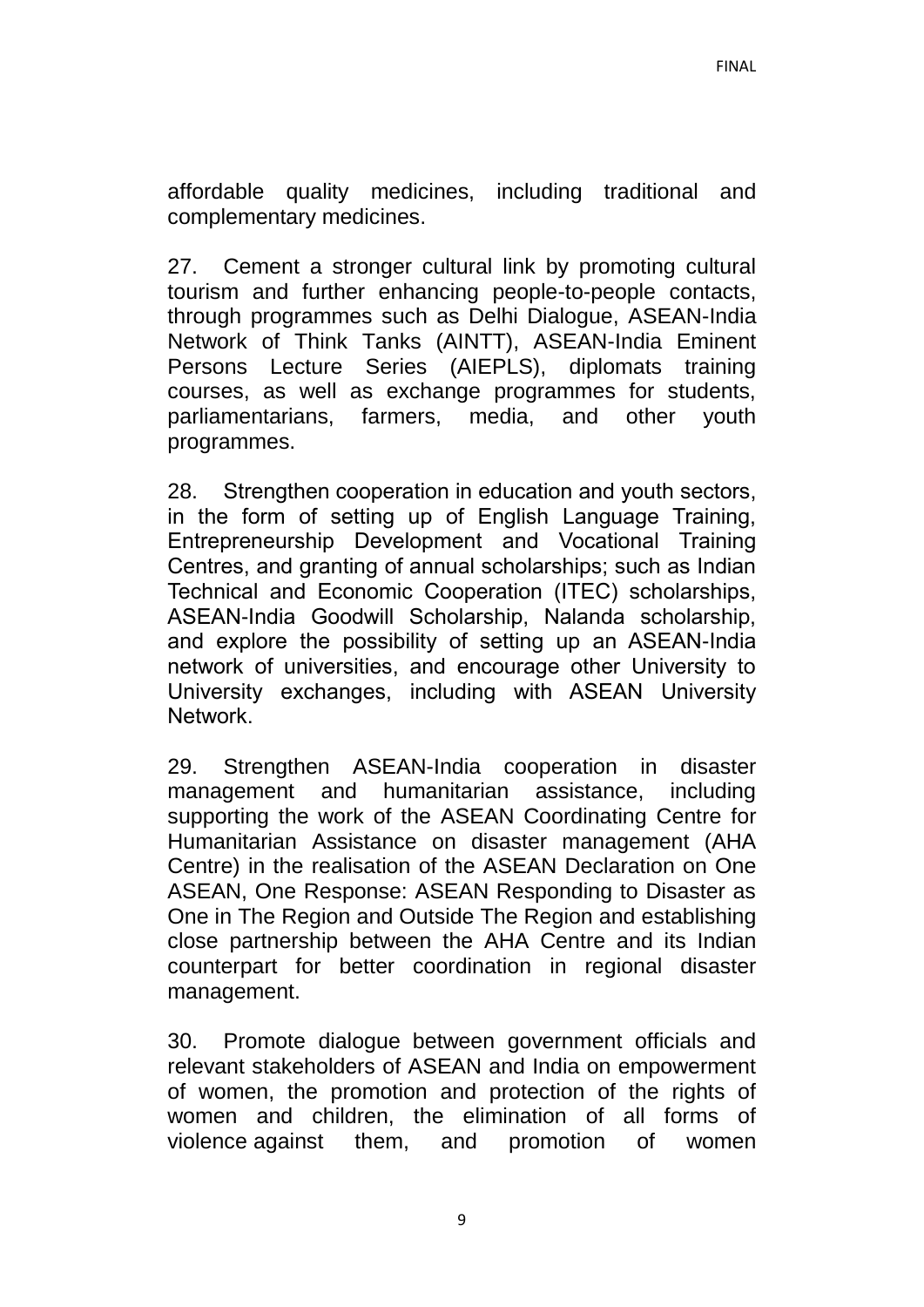affordable quality medicines, including traditional and complementary medicines.

27. Cement a stronger cultural link by promoting cultural tourism and further enhancing people-to-people contacts, through programmes such as Delhi Dialogue, ASEAN-India Network of Think Tanks (AINTT), ASEAN-India Eminent Persons Lecture Series (AIEPLS), diplomats training courses, as well as exchange programmes for students, parliamentarians, farmers, media, and other youth programmes.

28. Strengthen cooperation in education and youth sectors, in the form of setting up of English Language Training, Entrepreneurship Development and Vocational Training Centres, and granting of annual scholarships; such as Indian Technical and Economic Cooperation (ITEC) scholarships, ASEAN-India Goodwill Scholarship, Nalanda scholarship, and explore the possibility of setting up an ASEAN-India network of universities, and encourage other University to University exchanges, including with ASEAN University Network.

29. Strengthen ASEAN-India cooperation in disaster management and humanitarian assistance, including supporting the work of the ASEAN Coordinating Centre for Humanitarian Assistance on disaster management (AHA Centre) in the realisation of the ASEAN Declaration on One ASEAN, One Response: ASEAN Responding to Disaster as One in The Region and Outside The Region and establishing close partnership between the AHA Centre and its Indian counterpart for better coordination in regional disaster management.

30. Promote dialogue between government officials and relevant stakeholders of ASEAN and India on empowerment of women, the promotion and protection of the rights of women and children, the elimination of all forms of violence against them, and promotion of women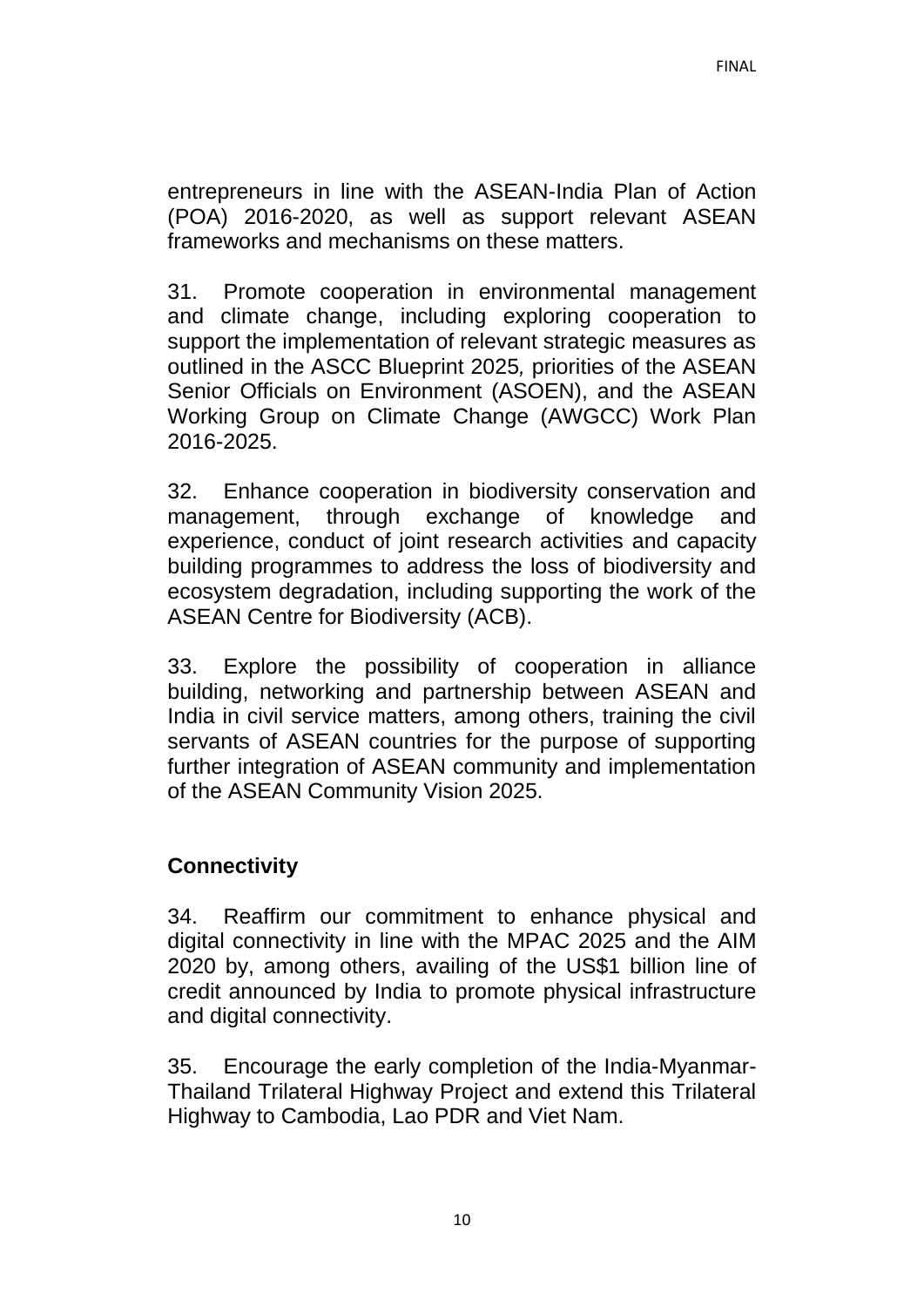entrepreneurs in line with the ASEAN-India Plan of Action (POA) 2016-2020, as well as support relevant ASEAN frameworks and mechanisms on these matters.

31. Promote cooperation in environmental management and climate change, including exploring cooperation to support the implementation of relevant strategic measures as outlined in the ASCC Blueprint 2025*,* priorities of the ASEAN Senior Officials on Environment (ASOEN), and the ASEAN Working Group on Climate Change (AWGCC) Work Plan 2016-2025.

32. Enhance cooperation in biodiversity conservation and management, through exchange of knowledge and experience, conduct of joint research activities and capacity building programmes to address the loss of biodiversity and ecosystem degradation, including supporting the work of the ASEAN Centre for Biodiversity (ACB).

33. Explore the possibility of cooperation in alliance building, networking and partnership between ASEAN and India in civil service matters, among others, training the civil servants of ASEAN countries for the purpose of supporting further integration of ASEAN community and implementation of the ASEAN Community Vision 2025.

**Connectivity**

34. Reaffirm our commitment to enhance physical and digital connectivity in line with the MPAC 2025 and the AIM 2020 by, among others, availing of the US$1 billion line of credit announced by India to promote physical infrastructure and digital connectivity.

35. Encourage the early completion of the India-Myanmar-Thailand Trilateral Highway Project and extend this Trilateral Highway to Cambodia, Lao PDR and Viet Nam.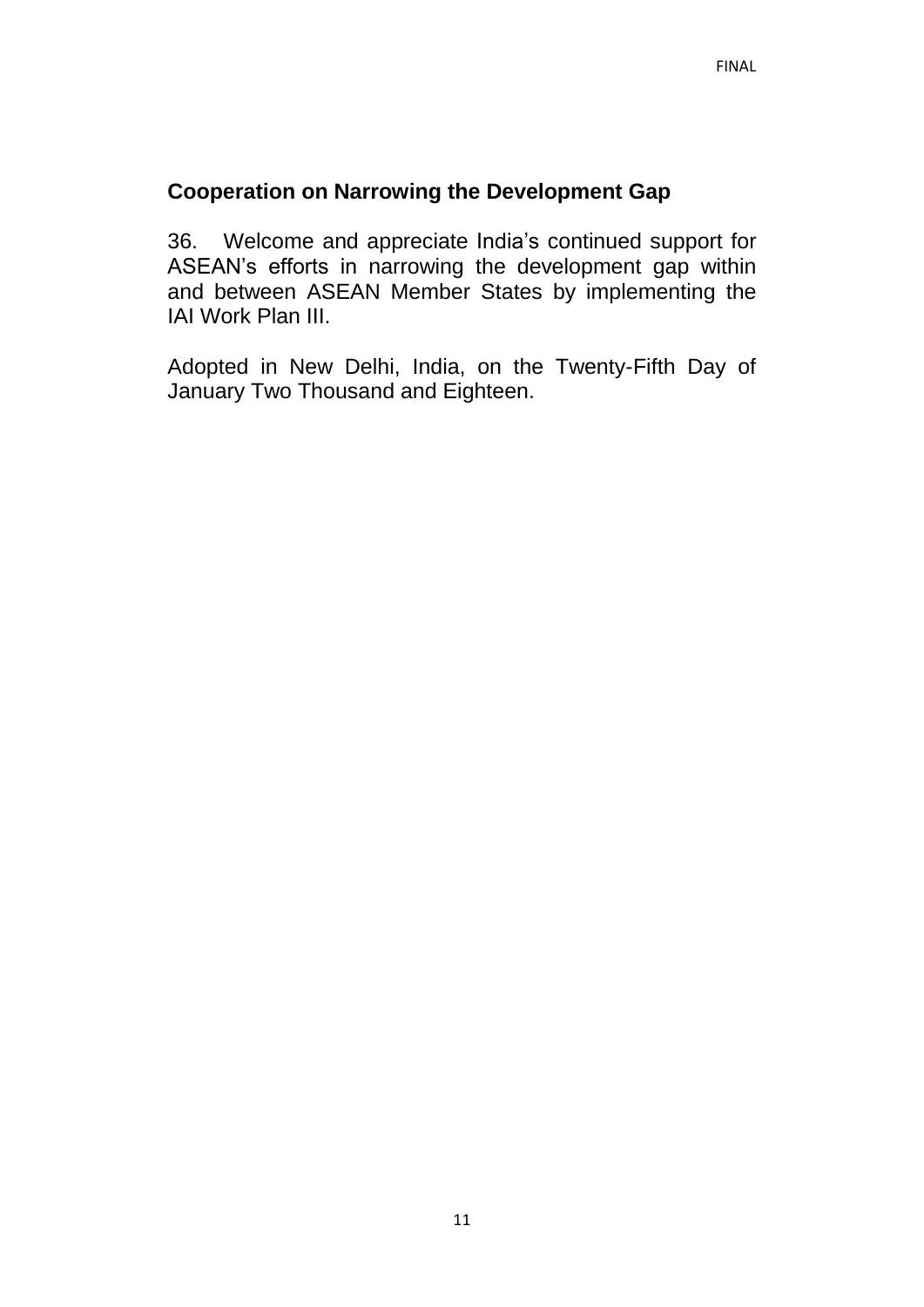**Cooperation on Narrowing the Development Gap**

36. Welcome and appreciate India's continued support for ASEAN's efforts in narrowing the development gap within and between ASEAN Member States by implementing the IAI Work Plan III.

Adopted in New Delhi, India, on the Twenty-Fifth Day of January Two Thousand and Eighteen.